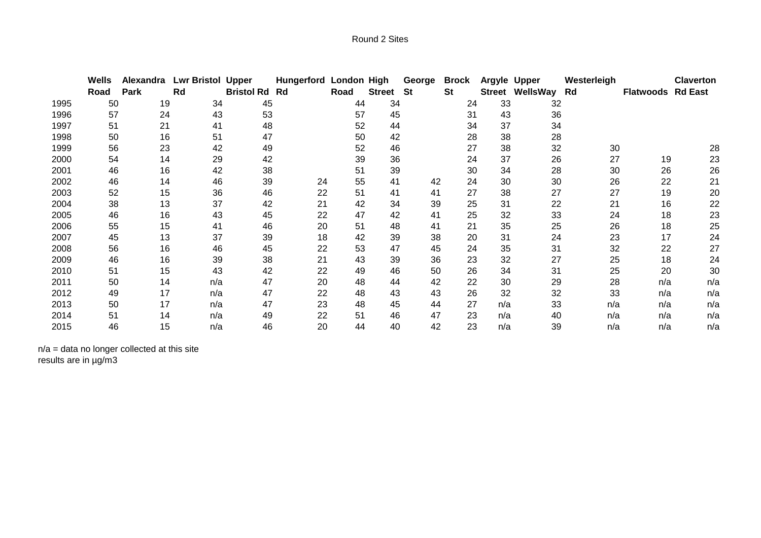Round 2 Sites

| | Wells Road | Alexandra Park | Lwr Bristol Rd | Upper Bristol Rd | Hungerford Rd | London Road | High Street | George St | Brock St | Argyle Street | Upper WellsWay | Westerleigh Rd | Flatwoods | Claverton Rd East |
|---|---|---|---|---|---|---|---|---|---|---|---|---|---|---|
| 1995 | 50 | 19 | 34 | 45 | | 44 | 34 | | 24 | 33 | 32 | | | |
| 1996 | 57 | 24 | 43 | 53 | | 57 | 45 | | 31 | 43 | 36 | | | |
| 1997 | 51 | 21 | 41 | 48 | | 52 | 44 | | 34 | 37 | 34 | | | |
| 1998 | 50 | 16 | 51 | 47 | | 50 | 42 | | 28 | 38 | 28 | | | |
| 1999 | 56 | 23 | 42 | 49 | | 52 | 46 | | 27 | 38 | 32 | 30 | | 28 |
| 2000 | 54 | 14 | 29 | 42 | | 39 | 36 | | 24 | 37 | 26 | 27 | 19 | 23 |
| 2001 | 46 | 16 | 42 | 38 | | 51 | 39 | | 30 | 34 | 28 | 30 | 26 | 26 |
| 2002 | 46 | 14 | 46 | 39 | 24 | 55 | 41 | 42 | 24 | 30 | 30 | 26 | 22 | 21 |
| 2003 | 52 | 15 | 36 | 46 | 22 | 51 | 41 | 41 | 27 | 38 | 27 | 27 | 19 | 20 |
| 2004 | 38 | 13 | 37 | 42 | 21 | 42 | 34 | 39 | 25 | 31 | 22 | 21 | 16 | 22 |
| 2005 | 46 | 16 | 43 | 45 | 22 | 47 | 42 | 41 | 25 | 32 | 33 | 24 | 18 | 23 |
| 2006 | 55 | 15 | 41 | 46 | 20 | 51 | 48 | 41 | 21 | 35 | 25 | 26 | 18 | 25 |
| 2007 | 45 | 13 | 37 | 39 | 18 | 42 | 39 | 38 | 20 | 31 | 24 | 23 | 17 | 24 |
| 2008 | 56 | 16 | 46 | 45 | 22 | 53 | 47 | 45 | 24 | 35 | 31 | 32 | 22 | 27 |
| 2009 | 46 | 16 | 39 | 38 | 21 | 43 | 39 | 36 | 23 | 32 | 27 | 25 | 18 | 24 |
| 2010 | 51 | 15 | 43 | 42 | 22 | 49 | 46 | 50 | 26 | 34 | 31 | 25 | 20 | 30 |
| 2011 | 50 | 14 | n/a | 47 | 20 | 48 | 44 | 42 | 22 | 30 | 29 | 28 | n/a | n/a |
| 2012 | 49 | 17 | n/a | 47 | 22 | 48 | 43 | 43 | 26 | 32 | 32 | 33 | n/a | n/a |
| 2013 | 50 | 17 | n/a | 47 | 23 | 48 | 45 | 44 | 27 | n/a | 33 | n/a | n/a | n/a |
| 2014 | 51 | 14 | n/a | 49 | 22 | 51 | 46 | 47 | 23 | n/a | 40 | n/a | n/a | n/a |
| 2015 | 46 | 15 | n/a | 46 | 20 | 44 | 40 | 42 | 23 | n/a | 39 | n/a | n/a | n/a |

n/a = data no longer collected at this site

results are in µg/m3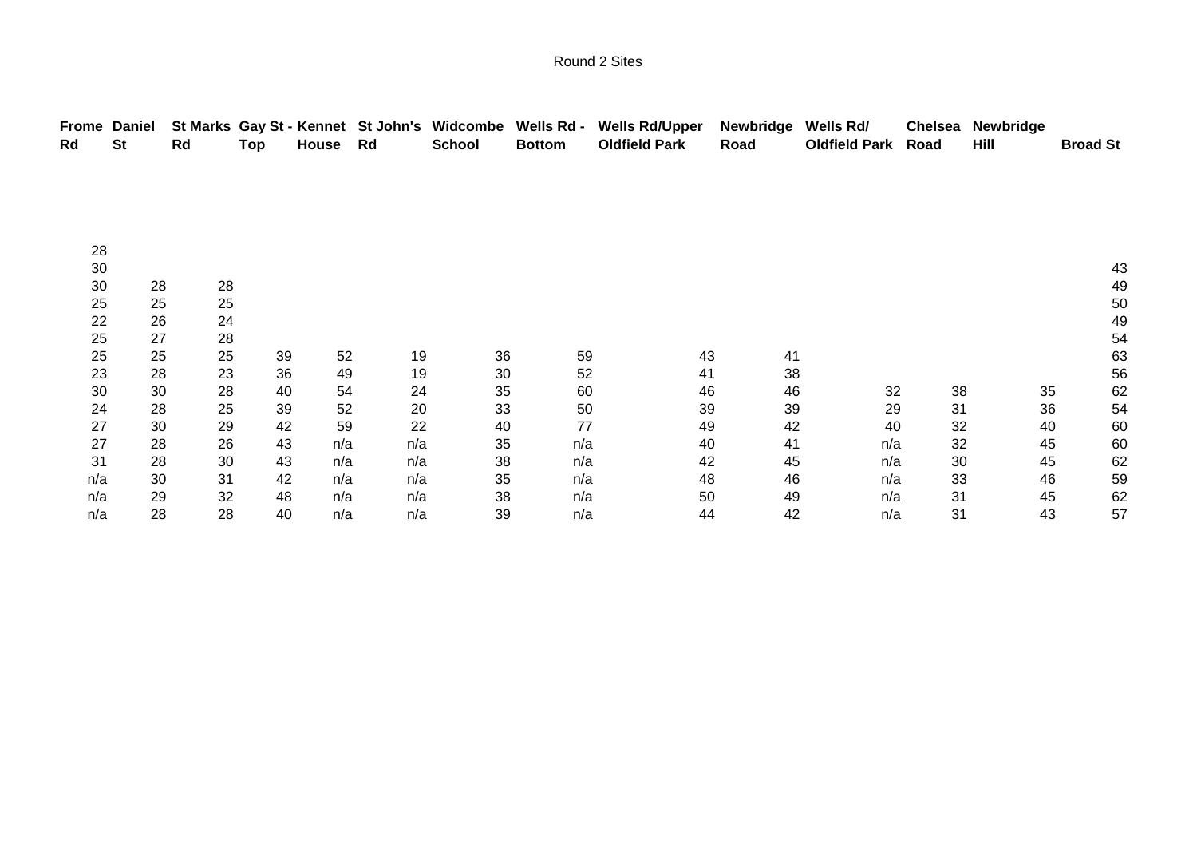Round 2 Sites

| Frome Rd | Daniel St | St Marks Rd | Gay St - Top | Kennet House | St John's Rd | Widcombe School | Wells Rd - Bottom | Wells Rd/Upper Oldfield Park | Newbridge Road | Wells Rd/ Oldfield Park | Chelsea Road | Newbridge Hill | Broad St |
|---|---|---|---|---|---|---|---|---|---|---|---|---|---|
| 28 | | | | | | | | | | | | | |
| 30 | | | | | | | | | | | | | 43 |
| 30 | 28 | 28 | | | | | | | | | | | 49 |
| 25 | 25 | 25 | | | | | | | | | | | 50 |
| 22 | 26 | 24 | | | | | | | | | | | 49 |
| 25 | 27 | 28 | | | | | | | | | | | 54 |
| 25 | 25 | 25 | 39 | 52 | 19 | 36 | 59 | 43 | 41 | | | | 63 |
| 23 | 28 | 23 | 36 | 49 | 19 | 30 | 52 | 41 | 38 | | | | 56 |
| 30 | 30 | 28 | 40 | 54 | 24 | 35 | 60 | 46 | 46 | 32 | 38 | 35 | 62 |
| 24 | 28 | 25 | 39 | 52 | 20 | 33 | 50 | 39 | 39 | 29 | 31 | 36 | 54 |
| 27 | 30 | 29 | 42 | 59 | 22 | 40 | 77 | 49 | 42 | 40 | 32 | 40 | 60 |
| 27 | 28 | 26 | 43 | n/a | n/a | 35 | n/a | 40 | 41 | n/a | 32 | 45 | 60 |
| 31 | 28 | 30 | 43 | n/a | n/a | 38 | n/a | 42 | 45 | n/a | 30 | 45 | 62 |
| n/a | 30 | 31 | 42 | n/a | n/a | 35 | n/a | 48 | 46 | n/a | 33 | 46 | 59 |
| n/a | 29 | 32 | 48 | n/a | n/a | 38 | n/a | 50 | 49 | n/a | 31 | 45 | 62 |
| n/a | 28 | 28 | 40 | n/a | n/a | 39 | n/a | 44 | 42 | n/a | 31 | 43 | 57 |